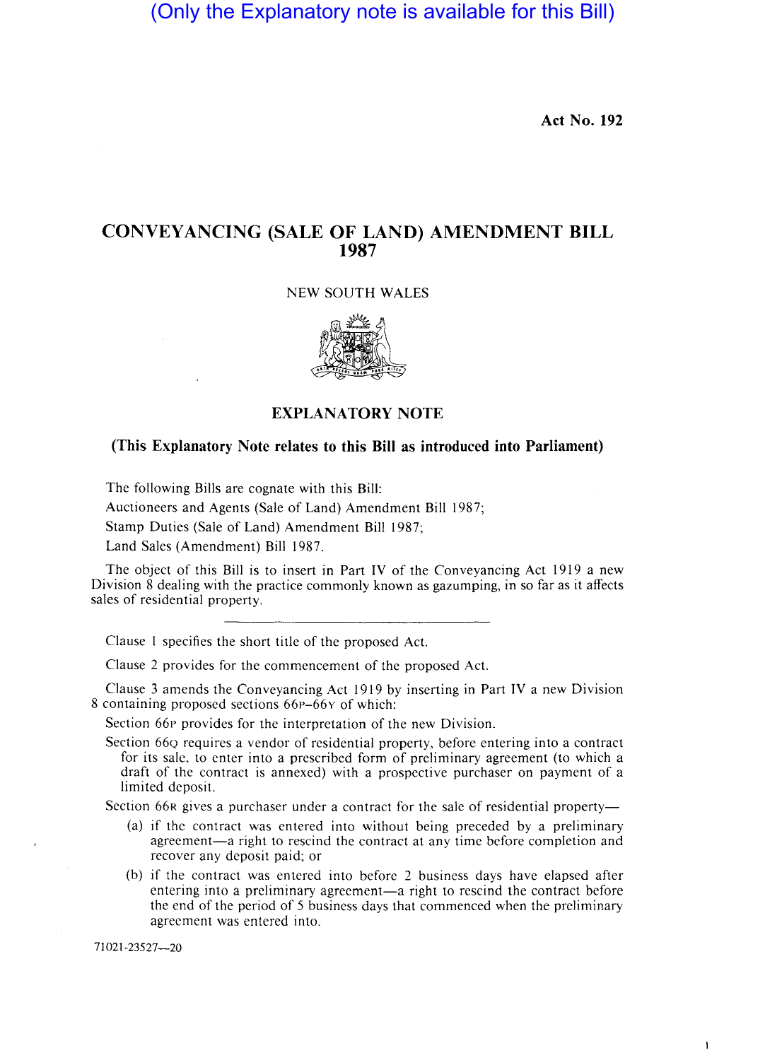(Only the Explanatory note is available for this Bill)

**Act No. 192**

# CONVEYANCING (SALE OF LAND) AMENDMENT BILL 1987

NEW SOUTH WALES

## EXPLANATORY NOTE

### (This Explanatory Note relates to this Bill as introduced into Parliament)

The following Bills are cognate with this Bill:

Auctioneers and Agents (Sale of Land) Amendment Bill 1987;

Stamp Duties (Sale of Land) Amendment Bill 1987;

Land Sales (Amendment) Bill 1987.

The object of this Bill is to insert in Part IV of the Conveyancing Act 1919 a new Division 8 dealing with the practice commonly known as gazumping, in so far as it affects sales of residential property.

---

Clause 1 specifies the short title of the proposed Act.

Clause 2 provides for the commencement of the proposed Act.

Clause 3 amends the Conveyancing Act 1919 by inserting in Part IV a new Division 8 containing proposed sections 66P–66Y of which:

Section 66P provides for the interpretation of the new Division.

Section 66Q requires a vendor of residential property, before entering into a contract for its sale, to enter into a prescribed form of preliminary agreement (to which a draft of the contract is annexed) with a prospective purchaser on payment of a limited deposit.

Section 66R gives a purchaser under a contract for the sale of residential property—

(a) if the contract was entered into without being preceded by a preliminary agreement—a right to rescind the contract at any time before completion and recover any deposit paid; or

(b) if the contract was entered into before 2 business days have elapsed after entering into a preliminary agreement—a right to rescind the contract before the end of the period of 5 business days that commenced when the preliminary agreement was entered into.

71021-23527—20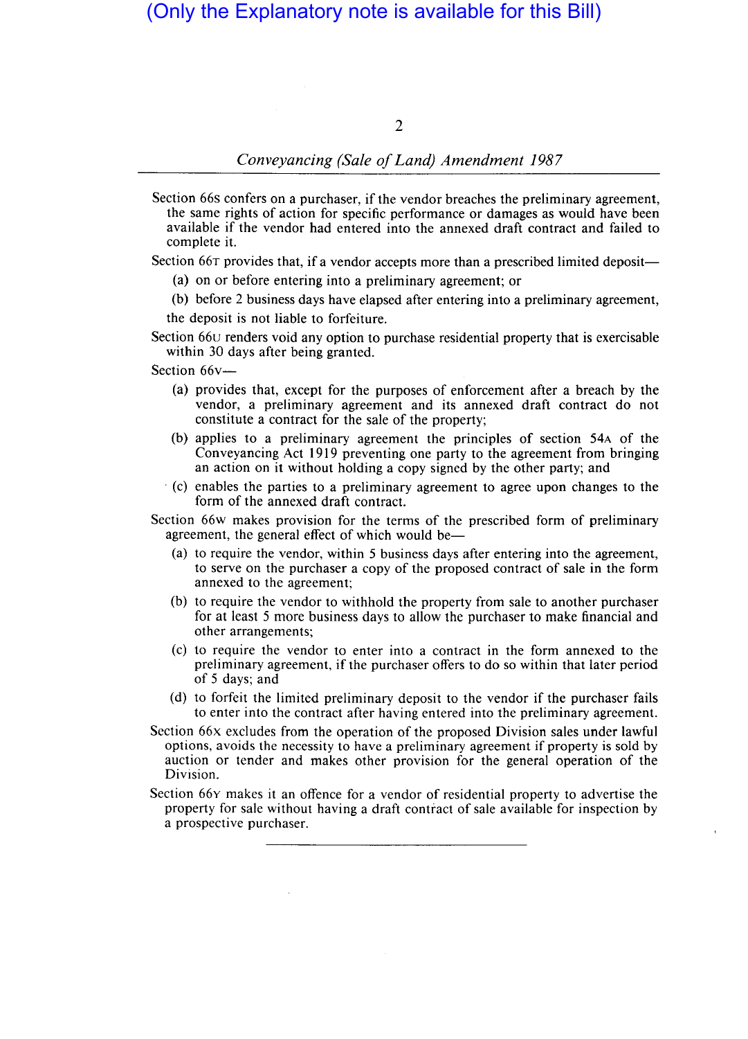(Only the Explanatory note is available for this Bill)

Section 66S confers on a purchaser, if the vendor breaches the preliminary agreement, the same rights of action for specific performance or damages as would have been available if the vendor had entered into the annexed draft contract and failed to complete it.

Section 66T provides that, if a vendor accepts more than a prescribed limited deposit—

(a) on or before entering into a preliminary agreement; or

(b) before 2 business days have elapsed after entering into a preliminary agreement,

the deposit is not liable to forfeiture.

Section 66U renders void any option to purchase residential property that is exercisable within 30 days after being granted.

Section 66V—

(a) provides that, except for the purposes of enforcement after a breach by the vendor, a preliminary agreement and its annexed draft contract do not constitute a contract for the sale of the property;

(b) applies to a preliminary agreement the principles of section 54A of the Conveyancing Act 1919 preventing one party to the agreement from bringing an action on it without holding a copy signed by the other party; and

(c) enables the parties to a preliminary agreement to agree upon changes to the form of the annexed draft contract.

Section 66W makes provision for the terms of the prescribed form of preliminary agreement, the general effect of which would be—

(a) to require the vendor, within 5 business days after entering into the agreement, to serve on the purchaser a copy of the proposed contract of sale in the form annexed to the agreement;

(b) to require the vendor to withhold the property from sale to another purchaser for at least 5 more business days to allow the purchaser to make financial and other arrangements;

(c) to require the vendor to enter into a contract in the form annexed to the preliminary agreement, if the purchaser offers to do so within that later period of 5 days; and

(d) to forfeit the limited preliminary deposit to the vendor if the purchaser fails to enter into the contract after having entered into the preliminary agreement.

Section 66X excludes from the operation of the proposed Division sales under lawful options, avoids the necessity to have a preliminary agreement if property is sold by auction or tender and makes other provision for the general operation of the Division.

Section 66Y makes it an offence for a vendor of residential property to advertise the property for sale without having a draft contract of sale available for inspection by a prospective purchaser.